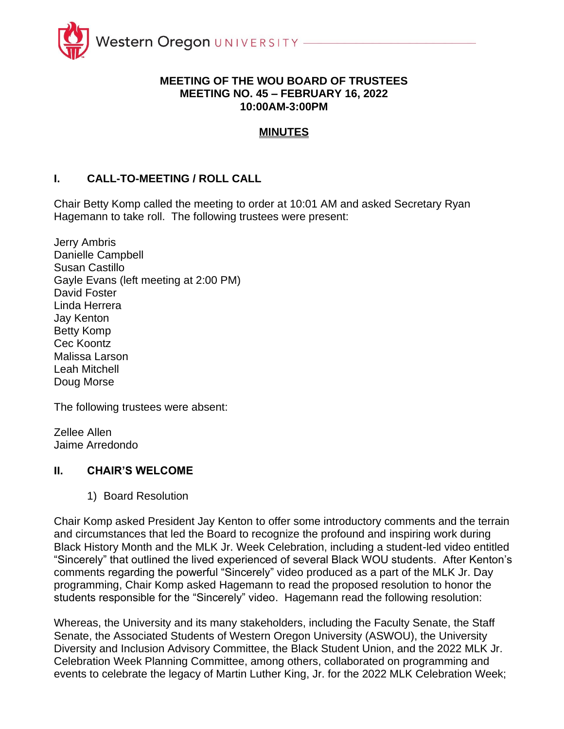# MEETING OF THE WOU BOARD OF TRUSTEES
## MEETING NO. 45 – FEBRUARY 16, 2022
## 10:00AM-3:00PM

## MINUTES

### I. CALL-TO-MEETING / ROLL CALL

Chair Betty Komp called the meeting to order at 10:01 AM and asked Secretary Ryan Hagemann to take roll. The following trustees were present:

Jerry Ambris
Danielle Campbell
Susan Castillo
Gayle Evans (left meeting at 2:00 PM)
David Foster
Linda Herrera
Jay Kenton
Betty Komp
Cec Koontz
Malissa Larson
Leah Mitchell
Doug Morse

The following trustees were absent:

Zellee Allen
Jaime Arredondo

### II. CHAIR'S WELCOME

1) Board Resolution

Chair Komp asked President Jay Kenton to offer some introductory comments and the terrain and circumstances that led the Board to recognize the profound and inspiring work during Black History Month and the MLK Jr. Week Celebration, including a student-led video entitled "Sincerely" that outlined the lived experienced of several Black WOU students. After Kenton's comments regarding the powerful "Sincerely" video produced as a part of the MLK Jr. Day programming, Chair Komp asked Hagemann to read the proposed resolution to honor the students responsible for the "Sincerely" video. Hagemann read the following resolution:

Whereas, the University and its many stakeholders, including the Faculty Senate, the Staff Senate, the Associated Students of Western Oregon University (ASWOU), the University Diversity and Inclusion Advisory Committee, the Black Student Union, and the 2022 MLK Jr. Celebration Week Planning Committee, among others, collaborated on programming and events to celebrate the legacy of Martin Luther King, Jr. for the 2022 MLK Celebration Week;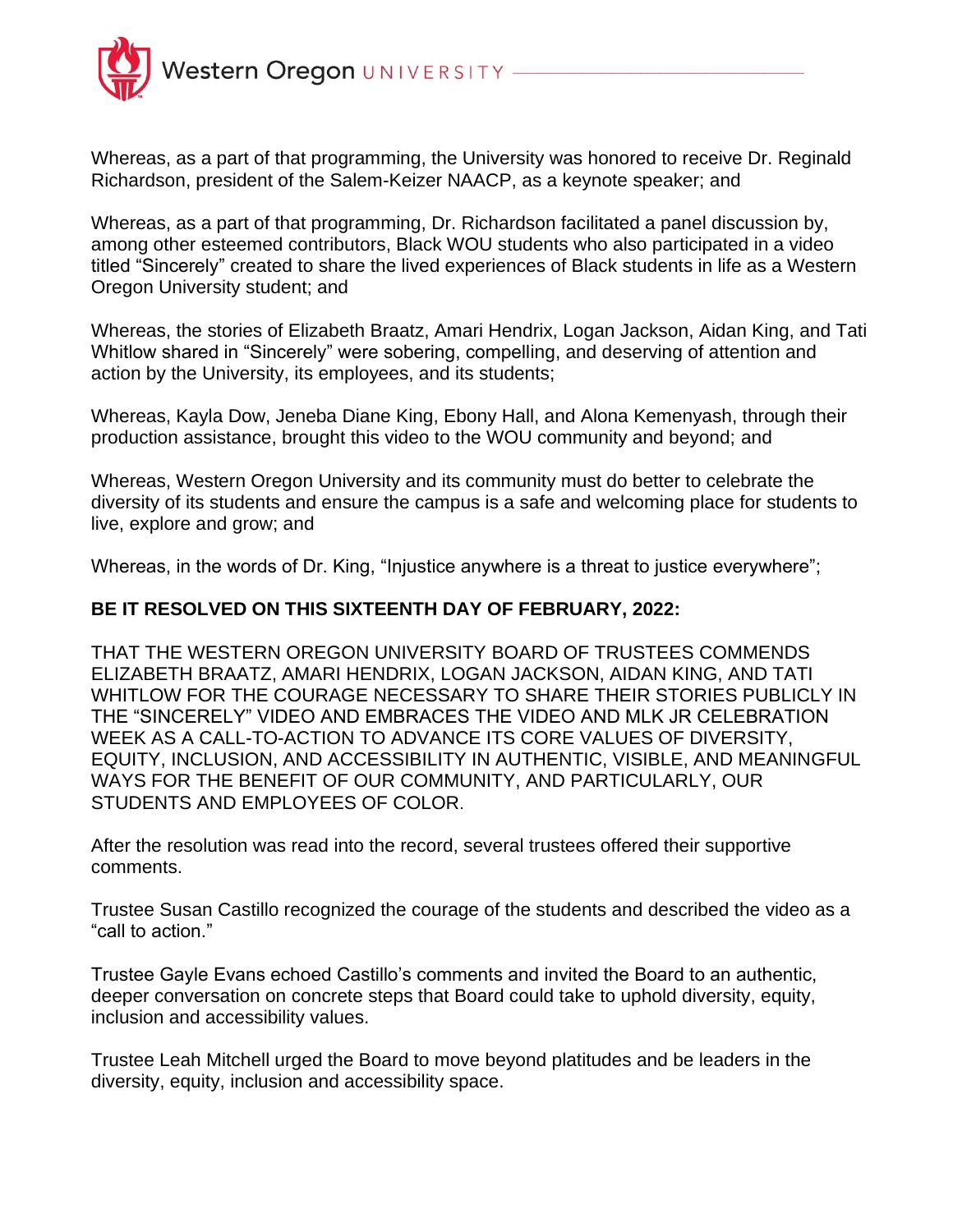Whereas, as a part of that programming, the University was honored to receive Dr. Reginald Richardson, president of the Salem-Keizer NAACP, as a keynote speaker; and

Whereas, as a part of that programming, Dr. Richardson facilitated a panel discussion by, among other esteemed contributors, Black WOU students who also participated in a video titled "Sincerely" created to share the lived experiences of Black students in life as a Western Oregon University student; and

Whereas, the stories of Elizabeth Braatz, Amari Hendrix, Logan Jackson, Aidan King, and Tati Whitlow shared in "Sincerely" were sobering, compelling, and deserving of attention and action by the University, its employees, and its students;

Whereas, Kayla Dow, Jeneba Diane King, Ebony Hall, and Alona Kemenyash, through their production assistance, brought this video to the WOU community and beyond; and

Whereas, Western Oregon University and its community must do better to celebrate the diversity of its students and ensure the campus is a safe and welcoming place for students to live, explore and grow; and

Whereas, in the words of Dr. King, "Injustice anywhere is a threat to justice everywhere";

**BE IT RESOLVED ON THIS SIXTEENTH DAY OF FEBRUARY, 2022:**

THAT THE WESTERN OREGON UNIVERSITY BOARD OF TRUSTEES COMMENDS ELIZABETH BRAATZ, AMARI HENDRIX, LOGAN JACKSON, AIDAN KING, AND TATI WHITLOW FOR THE COURAGE NECESSARY TO SHARE THEIR STORIES PUBLICLY IN THE "SINCERELY" VIDEO AND EMBRACES THE VIDEO AND MLK JR CELEBRATION WEEK AS A CALL-TO-ACTION TO ADVANCE ITS CORE VALUES OF DIVERSITY, EQUITY, INCLUSION, AND ACCESSIBILITY IN AUTHENTIC, VISIBLE, AND MEANINGFUL WAYS FOR THE BENEFIT OF OUR COMMUNITY, AND PARTICULARLY, OUR STUDENTS AND EMPLOYEES OF COLOR.

After the resolution was read into the record, several trustees offered their supportive comments.

Trustee Susan Castillo recognized the courage of the students and described the video as a "call to action."

Trustee Gayle Evans echoed Castillo's comments and invited the Board to an authentic, deeper conversation on concrete steps that Board could take to uphold diversity, equity, inclusion and accessibility values.

Trustee Leah Mitchell urged the Board to move beyond platitudes and be leaders in the diversity, equity, inclusion and accessibility space.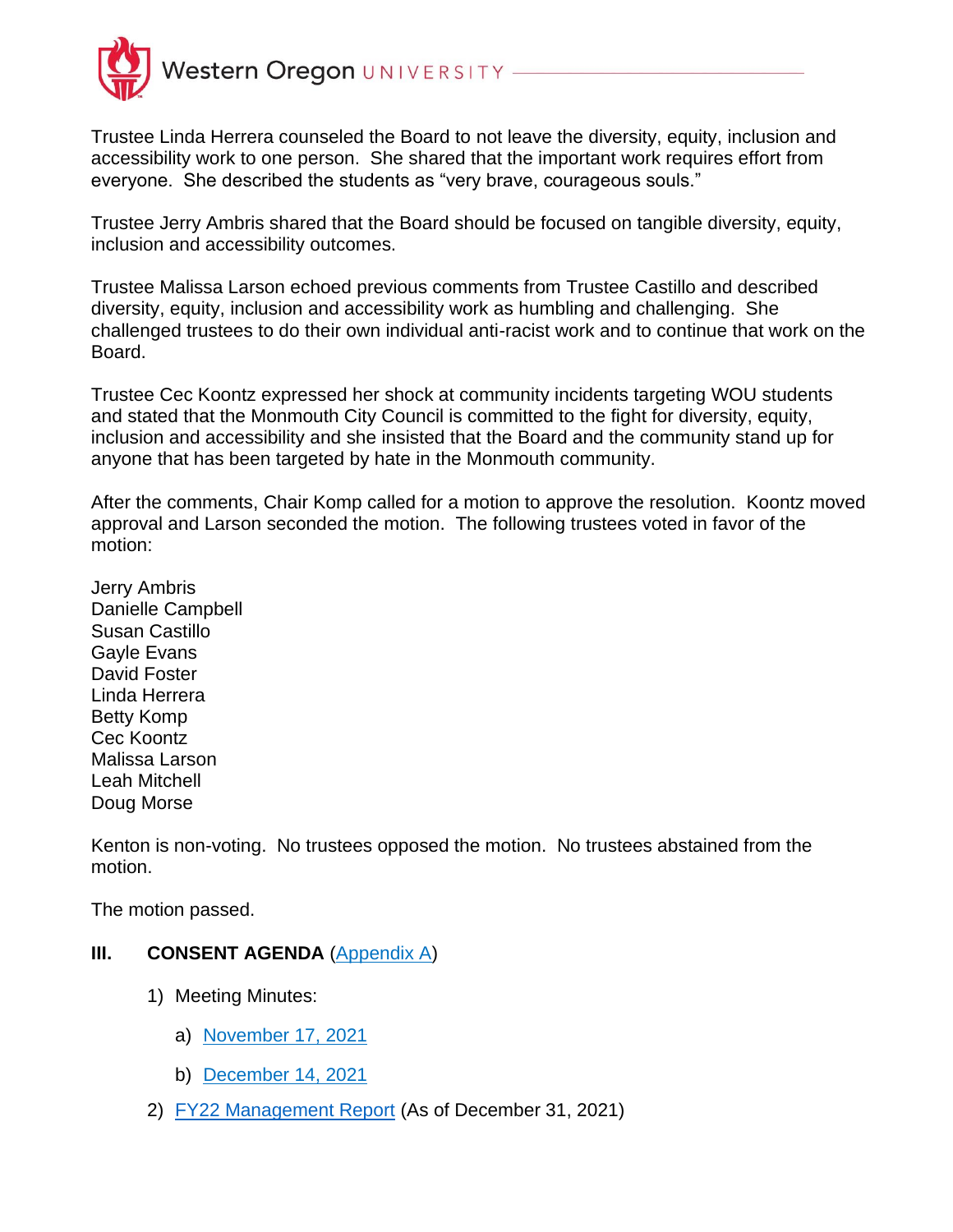Trustee Linda Herrera counseled the Board to not leave the diversity, equity, inclusion and accessibility work to one person. She shared that the important work requires effort from everyone. She described the students as "very brave, courageous souls."

Trustee Jerry Ambris shared that the Board should be focused on tangible diversity, equity, inclusion and accessibility outcomes.

Trustee Malissa Larson echoed previous comments from Trustee Castillo and described diversity, equity, inclusion and accessibility work as humbling and challenging. She challenged trustees to do their own individual anti-racist work and to continue that work on the Board.

Trustee Cec Koontz expressed her shock at community incidents targeting WOU students and stated that the Monmouth City Council is committed to the fight for diversity, equity, inclusion and accessibility and she insisted that the Board and the community stand up for anyone that has been targeted by hate in the Monmouth community.

After the comments, Chair Komp called for a motion to approve the resolution. Koontz moved approval and Larson seconded the motion. The following trustees voted in favor of the motion:

Jerry Ambris
Danielle Campbell
Susan Castillo
Gayle Evans
David Foster
Linda Herrera
Betty Komp
Cec Koontz
Malissa Larson
Leah Mitchell
Doug Morse

Kenton is non-voting. No trustees opposed the motion. No trustees abstained from the motion.

The motion passed.

## III. CONSENT AGENDA (Appendix A)

1) Meeting Minutes:
   a) November 17, 2021
   b) December 14, 2021
2) FY22 Management Report (As of December 31, 2021)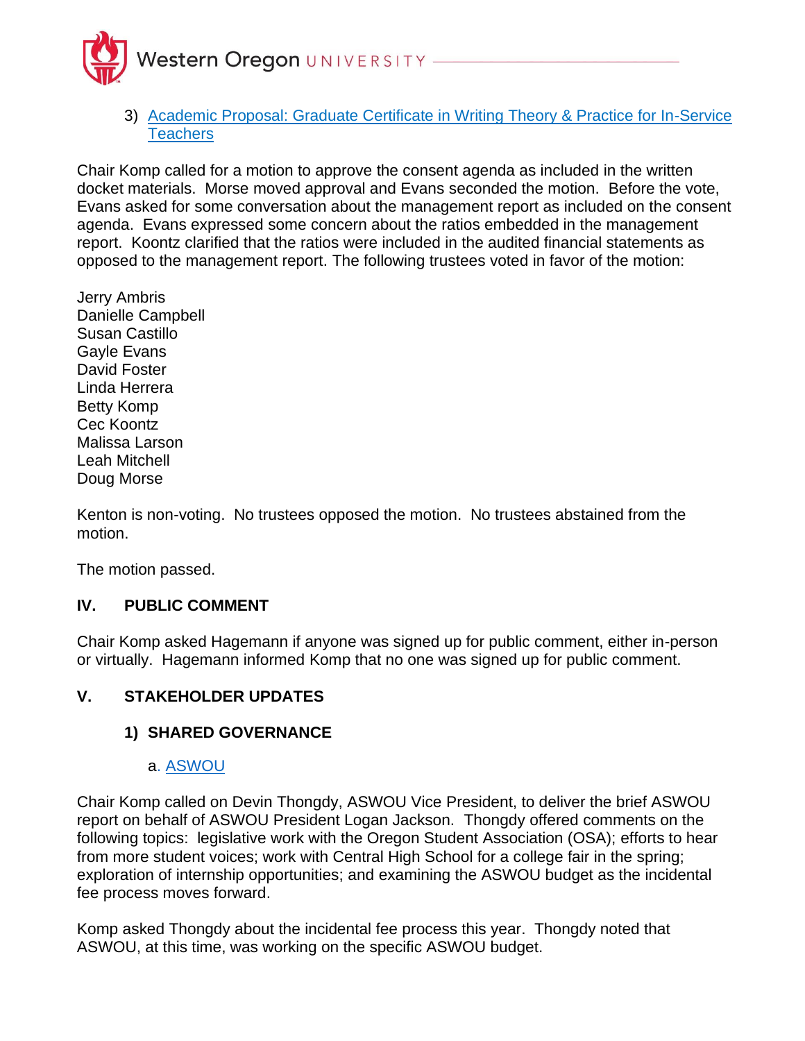3) [Academic Proposal: Graduate Certificate in Writing Theory & Practice for In-Service Teachers]

Chair Komp called for a motion to approve the consent agenda as included in the written docket materials. Morse moved approval and Evans seconded the motion. Before the vote, Evans asked for some conversation about the management report as included on the consent agenda. Evans expressed some concern about the ratios embedded in the management report. Koontz clarified that the ratios were included in the audited financial statements as opposed to the management report. The following trustees voted in favor of the motion:

Jerry Ambris
Danielle Campbell
Susan Castillo
Gayle Evans
David Foster
Linda Herrera
Betty Komp
Cec Koontz
Malissa Larson
Leah Mitchell
Doug Morse

Kenton is non-voting. No trustees opposed the motion. No trustees abstained from the motion.

The motion passed.

## IV. PUBLIC COMMENT

Chair Komp asked Hagemann if anyone was signed up for public comment, either in-person or virtually. Hagemann informed Komp that no one was signed up for public comment.

## V. STAKEHOLDER UPDATES

### 1) SHARED GOVERNANCE

a. [ASWOU]

Chair Komp called on Devin Thongdy, ASWOU Vice President, to deliver the brief ASWOU report on behalf of ASWOU President Logan Jackson. Thongdy offered comments on the following topics: legislative work with the Oregon Student Association (OSA); efforts to hear from more student voices; work with Central High School for a college fair in the spring; exploration of internship opportunities; and examining the ASWOU budget as the incidental fee process moves forward.

Komp asked Thongdy about the incidental fee process this year. Thongdy noted that ASWOU, at this time, was working on the specific ASWOU budget.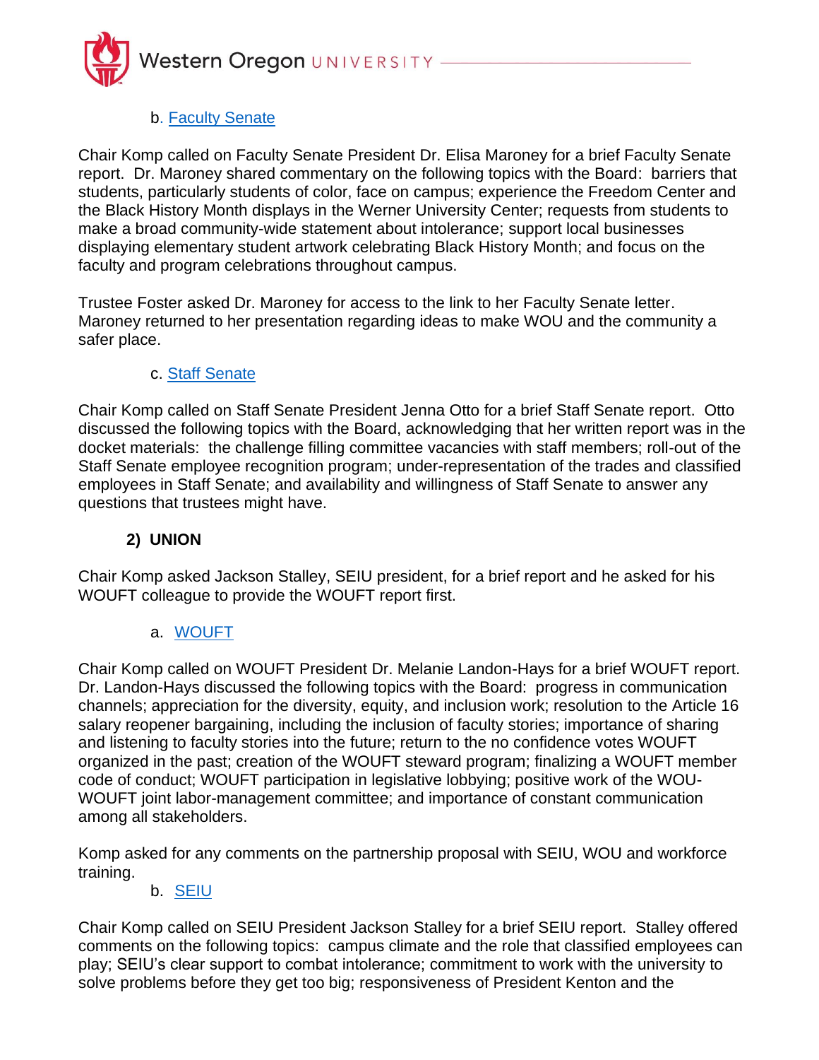b. [Faculty Senate]

Chair Komp called on Faculty Senate President Dr. Elisa Maroney for a brief Faculty Senate report. Dr. Maroney shared commentary on the following topics with the Board: barriers that students, particularly students of color, face on campus; experience the Freedom Center and the Black History Month displays in the Werner University Center; requests from students to make a broad community-wide statement about intolerance; support local businesses displaying elementary student artwork celebrating Black History Month; and focus on the faculty and program celebrations throughout campus.

Trustee Foster asked Dr. Maroney for access to the link to her Faculty Senate letter. Maroney returned to her presentation regarding ideas to make WOU and the community a safer place.

c. [Staff Senate]

Chair Komp called on Staff Senate President Jenna Otto for a brief Staff Senate report. Otto discussed the following topics with the Board, acknowledging that her written report was in the docket materials: the challenge filling committee vacancies with staff members; roll-out of the Staff Senate employee recognition program; under-representation of the trades and classified employees in Staff Senate; and availability and willingness of Staff Senate to answer any questions that trustees might have.

**2) UNION**

Chair Komp asked Jackson Stalley, SEIU president, for a brief report and he asked for his WOUFT colleague to provide the WOUFT report first.

a. [WOUFT]

Chair Komp called on WOUFT President Dr. Melanie Landon-Hays for a brief WOUFT report. Dr. Landon-Hays discussed the following topics with the Board: progress in communication channels; appreciation for the diversity, equity, and inclusion work; resolution to the Article 16 salary reopener bargaining, including the inclusion of faculty stories; importance of sharing and listening to faculty stories into the future; return to the no confidence votes WOUFT organized in the past; creation of the WOUFT steward program; finalizing a WOUFT member code of conduct; WOUFT participation in legislative lobbying; positive work of the WOU-WOUFT joint labor-management committee; and importance of constant communication among all stakeholders.

Komp asked for any comments on the partnership proposal with SEIU, WOU and workforce training.

b. [SEIU]

Chair Komp called on SEIU President Jackson Stalley for a brief SEIU report. Stalley offered comments on the following topics: campus climate and the role that classified employees can play; SEIU's clear support to combat intolerance; commitment to work with the university to solve problems before they get too big; responsiveness of President Kenton and the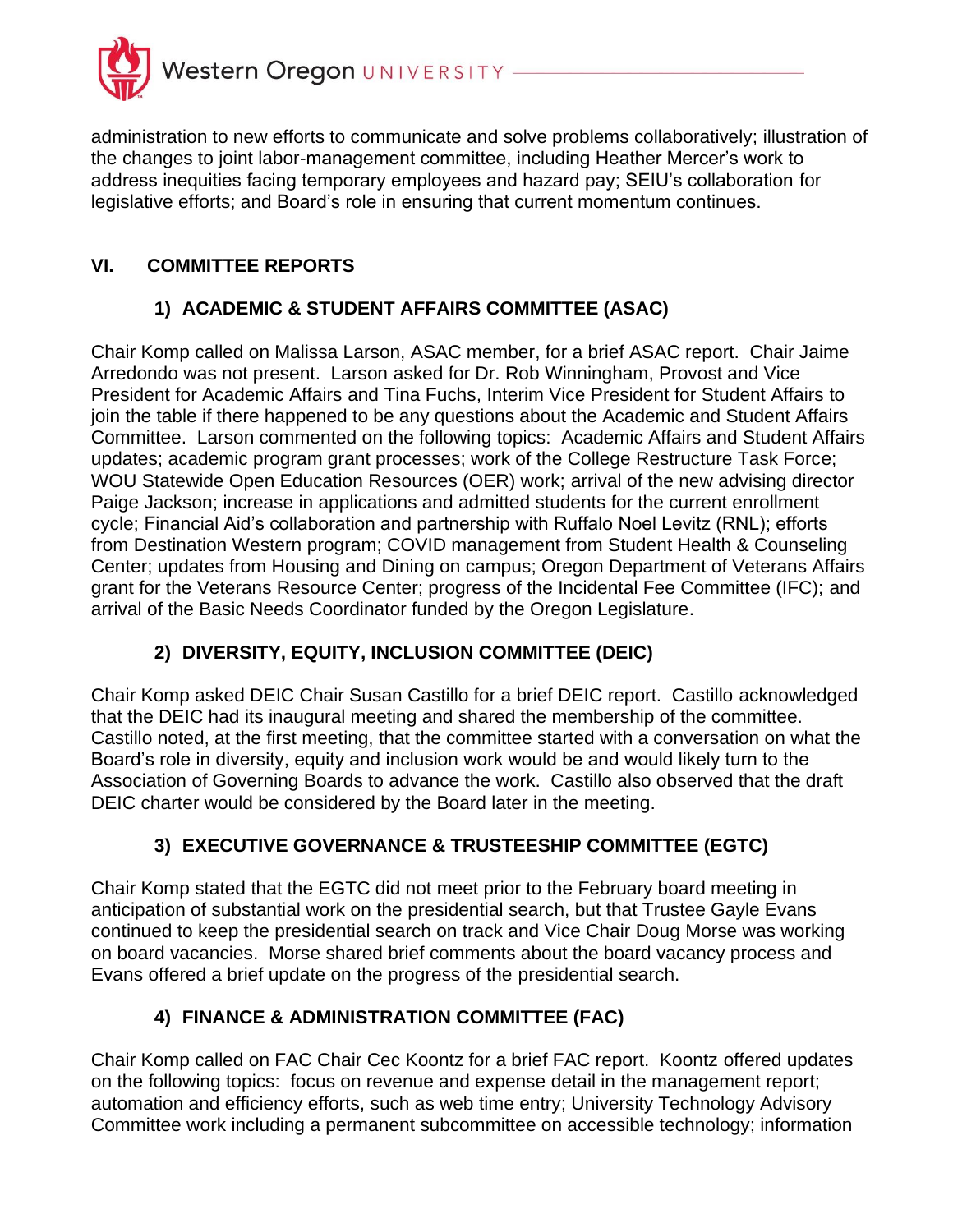administration to new efforts to communicate and solve problems collaboratively; illustration of the changes to joint labor-management committee, including Heather Mercer's work to address inequities facing temporary employees and hazard pay; SEIU's collaboration for legislative efforts; and Board's role in ensuring that current momentum continues.

## VI. COMMITTEE REPORTS

### 1) ACADEMIC & STUDENT AFFAIRS COMMITTEE (ASAC)

Chair Komp called on Malissa Larson, ASAC member, for a brief ASAC report. Chair Jaime Arredondo was not present. Larson asked for Dr. Rob Winningham, Provost and Vice President for Academic Affairs and Tina Fuchs, Interim Vice President for Student Affairs to join the table if there happened to be any questions about the Academic and Student Affairs Committee. Larson commented on the following topics: Academic Affairs and Student Affairs updates; academic program grant processes; work of the College Restructure Task Force; WOU Statewide Open Education Resources (OER) work; arrival of the new advising director Paige Jackson; increase in applications and admitted students for the current enrollment cycle; Financial Aid's collaboration and partnership with Ruffalo Noel Levitz (RNL); efforts from Destination Western program; COVID management from Student Health & Counseling Center; updates from Housing and Dining on campus; Oregon Department of Veterans Affairs grant for the Veterans Resource Center; progress of the Incidental Fee Committee (IFC); and arrival of the Basic Needs Coordinator funded by the Oregon Legislature.

### 2) DIVERSITY, EQUITY, INCLUSION COMMITTEE (DEIC)

Chair Komp asked DEIC Chair Susan Castillo for a brief DEIC report. Castillo acknowledged that the DEIC had its inaugural meeting and shared the membership of the committee. Castillo noted, at the first meeting, that the committee started with a conversation on what the Board's role in diversity, equity and inclusion work would be and would likely turn to the Association of Governing Boards to advance the work. Castillo also observed that the draft DEIC charter would be considered by the Board later in the meeting.

### 3) EXECUTIVE GOVERNANCE & TRUSTEESHIP COMMITTEE (EGTC)

Chair Komp stated that the EGTC did not meet prior to the February board meeting in anticipation of substantial work on the presidential search, but that Trustee Gayle Evans continued to keep the presidential search on track and Vice Chair Doug Morse was working on board vacancies. Morse shared brief comments about the board vacancy process and Evans offered a brief update on the progress of the presidential search.

### 4) FINANCE & ADMINISTRATION COMMITTEE (FAC)

Chair Komp called on FAC Chair Cec Koontz for a brief FAC report. Koontz offered updates on the following topics: focus on revenue and expense detail in the management report; automation and efficiency efforts, such as web time entry; University Technology Advisory Committee work including a permanent subcommittee on accessible technology; information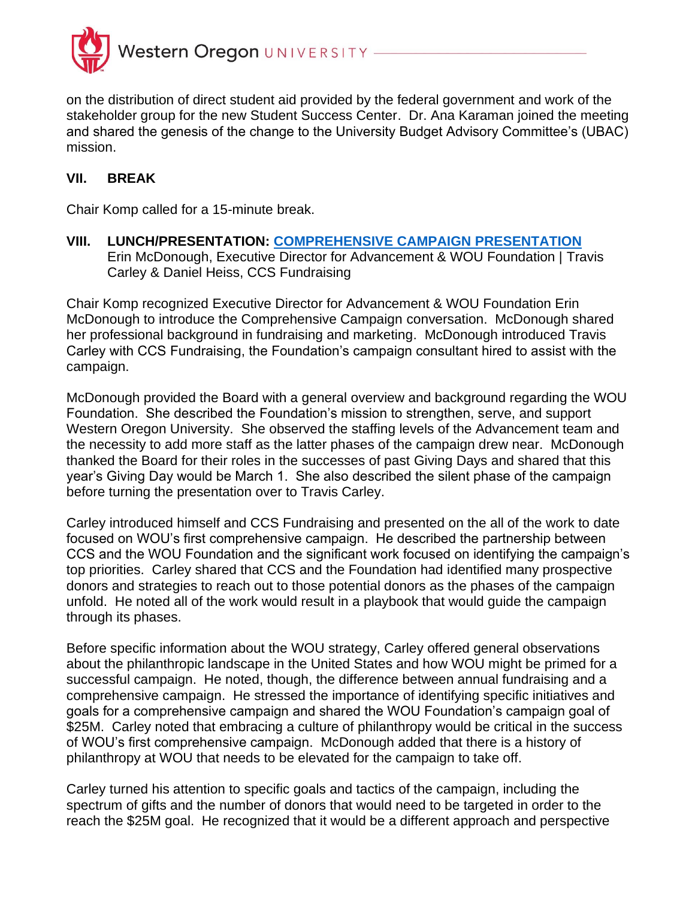on the distribution of direct student aid provided by the federal government and work of the stakeholder group for the new Student Success Center. Dr. Ana Karaman joined the meeting and shared the genesis of the change to the University Budget Advisory Committee's (UBAC) mission.

## VII. BREAK

Chair Komp called for a 15-minute break.

## VIII. LUNCH/PRESENTATION: [COMPREHENSIVE CAMPAIGN PRESENTATION]

Erin McDonough, Executive Director for Advancement & WOU Foundation | Travis Carley & Daniel Heiss, CCS Fundraising

Chair Komp recognized Executive Director for Advancement & WOU Foundation Erin McDonough to introduce the Comprehensive Campaign conversation. McDonough shared her professional background in fundraising and marketing. McDonough introduced Travis Carley with CCS Fundraising, the Foundation's campaign consultant hired to assist with the campaign.

McDonough provided the Board with a general overview and background regarding the WOU Foundation. She described the Foundation's mission to strengthen, serve, and support Western Oregon University. She observed the staffing levels of the Advancement team and the necessity to add more staff as the latter phases of the campaign drew near. McDonough thanked the Board for their roles in the successes of past Giving Days and shared that this year's Giving Day would be March 1. She also described the silent phase of the campaign before turning the presentation over to Travis Carley.

Carley introduced himself and CCS Fundraising and presented on the all of the work to date focused on WOU's first comprehensive campaign. He described the partnership between CCS and the WOU Foundation and the significant work focused on identifying the campaign's top priorities. Carley shared that CCS and the Foundation had identified many prospective donors and strategies to reach out to those potential donors as the phases of the campaign unfold. He noted all of the work would result in a playbook that would guide the campaign through its phases.

Before specific information about the WOU strategy, Carley offered general observations about the philanthropic landscape in the United States and how WOU might be primed for a successful campaign. He noted, though, the difference between annual fundraising and a comprehensive campaign. He stressed the importance of identifying specific initiatives and goals for a comprehensive campaign and shared the WOU Foundation's campaign goal of $25M. Carley noted that embracing a culture of philanthropy would be critical in the success of WOU's first comprehensive campaign. McDonough added that there is a history of philanthropy at WOU that needs to be elevated for the campaign to take off.

Carley turned his attention to specific goals and tactics of the campaign, including the spectrum of gifts and the number of donors that would need to be targeted in order to the reach the $25M goal. He recognized that it would be a different approach and perspective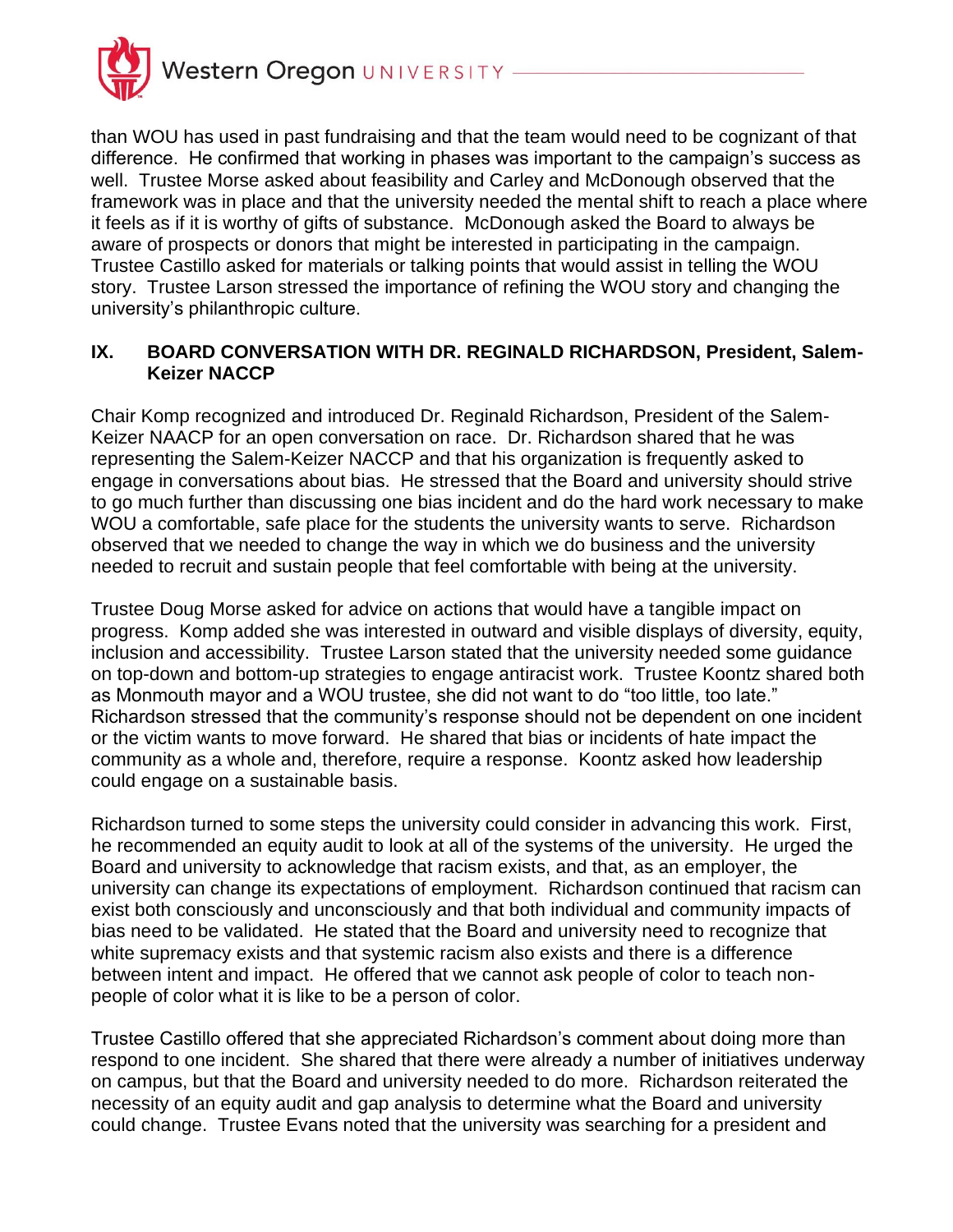than WOU has used in past fundraising and that the team would need to be cognizant of that difference. He confirmed that working in phases was important to the campaign's success as well. Trustee Morse asked about feasibility and Carley and McDonough observed that the framework was in place and that the university needed the mental shift to reach a place where it feels as if it is worthy of gifts of substance. McDonough asked the Board to always be aware of prospects or donors that might be interested in participating in the campaign. Trustee Castillo asked for materials or talking points that would assist in telling the WOU story. Trustee Larson stressed the importance of refining the WOU story and changing the university's philanthropic culture.

## IX. BOARD CONVERSATION WITH DR. REGINALD RICHARDSON, President, Salem-Keizer NACCP

Chair Komp recognized and introduced Dr. Reginald Richardson, President of the Salem-Keizer NAACP for an open conversation on race. Dr. Richardson shared that he was representing the Salem-Keizer NACCP and that his organization is frequently asked to engage in conversations about bias. He stressed that the Board and university should strive to go much further than discussing one bias incident and do the hard work necessary to make WOU a comfortable, safe place for the students the university wants to serve. Richardson observed that we needed to change the way in which we do business and the university needed to recruit and sustain people that feel comfortable with being at the university.

Trustee Doug Morse asked for advice on actions that would have a tangible impact on progress. Komp added she was interested in outward and visible displays of diversity, equity, inclusion and accessibility. Trustee Larson stated that the university needed some guidance on top-down and bottom-up strategies to engage antiracist work. Trustee Koontz shared both as Monmouth mayor and a WOU trustee, she did not want to do "too little, too late." Richardson stressed that the community's response should not be dependent on one incident or the victim wants to move forward. He shared that bias or incidents of hate impact the community as a whole and, therefore, require a response. Koontz asked how leadership could engage on a sustainable basis.

Richardson turned to some steps the university could consider in advancing this work. First, he recommended an equity audit to look at all of the systems of the university. He urged the Board and university to acknowledge that racism exists, and that, as an employer, the university can change its expectations of employment. Richardson continued that racism can exist both consciously and unconsciously and that both individual and community impacts of bias need to be validated. He stated that the Board and university need to recognize that white supremacy exists and that systemic racism also exists and there is a difference between intent and impact. He offered that we cannot ask people of color to teach non-people of color what it is like to be a person of color.

Trustee Castillo offered that she appreciated Richardson's comment about doing more than respond to one incident. She shared that there were already a number of initiatives underway on campus, but that the Board and university needed to do more. Richardson reiterated the necessity of an equity audit and gap analysis to determine what the Board and university could change. Trustee Evans noted that the university was searching for a president and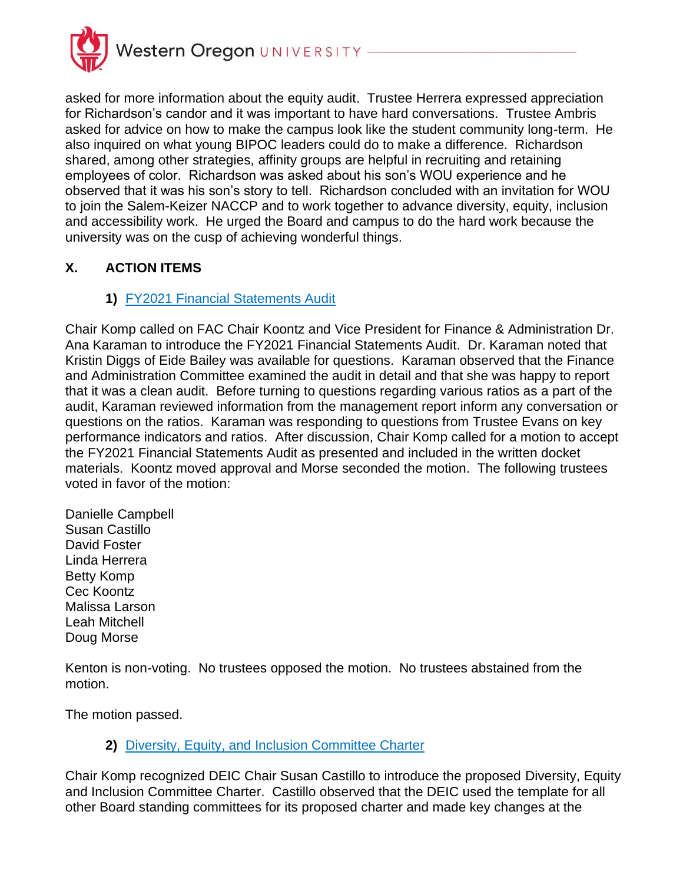asked for more information about the equity audit. Trustee Herrera expressed appreciation for Richardson's candor and it was important to have hard conversations. Trustee Ambris asked for advice on how to make the campus look like the student community long-term. He also inquired on what young BIPOC leaders could do to make a difference. Richardson shared, among other strategies, affinity groups are helpful in recruiting and retaining employees of color. Richardson was asked about his son's WOU experience and he observed that it was his son's story to tell. Richardson concluded with an invitation for WOU to join the Salem-Keizer NACCP and to work together to advance diversity, equity, inclusion and accessibility work. He urged the Board and campus to do the hard work because the university was on the cusp of achieving wonderful things.

## X. ACTION ITEMS

### 1) FY2021 Financial Statements Audit

Chair Komp called on FAC Chair Koontz and Vice President for Finance & Administration Dr. Ana Karaman to introduce the FY2021 Financial Statements Audit. Dr. Karaman noted that Kristin Diggs of Eide Bailey was available for questions. Karaman observed that the Finance and Administration Committee examined the audit in detail and that she was happy to report that it was a clean audit. Before turning to questions regarding various ratios as a part of the audit, Karaman reviewed information from the management report inform any conversation or questions on the ratios. Karaman was responding to questions from Trustee Evans on key performance indicators and ratios. After discussion, Chair Komp called for a motion to accept the FY2021 Financial Statements Audit as presented and included in the written docket materials. Koontz moved approval and Morse seconded the motion. The following trustees voted in favor of the motion:

Danielle Campbell
Susan Castillo
David Foster
Linda Herrera
Betty Komp
Cec Koontz
Malissa Larson
Leah Mitchell
Doug Morse

Kenton is non-voting. No trustees opposed the motion. No trustees abstained from the motion.

The motion passed.

### 2) Diversity, Equity, and Inclusion Committee Charter

Chair Komp recognized DEIC Chair Susan Castillo to introduce the proposed Diversity, Equity and Inclusion Committee Charter. Castillo observed that the DEIC used the template for all other Board standing committees for its proposed charter and made key changes at the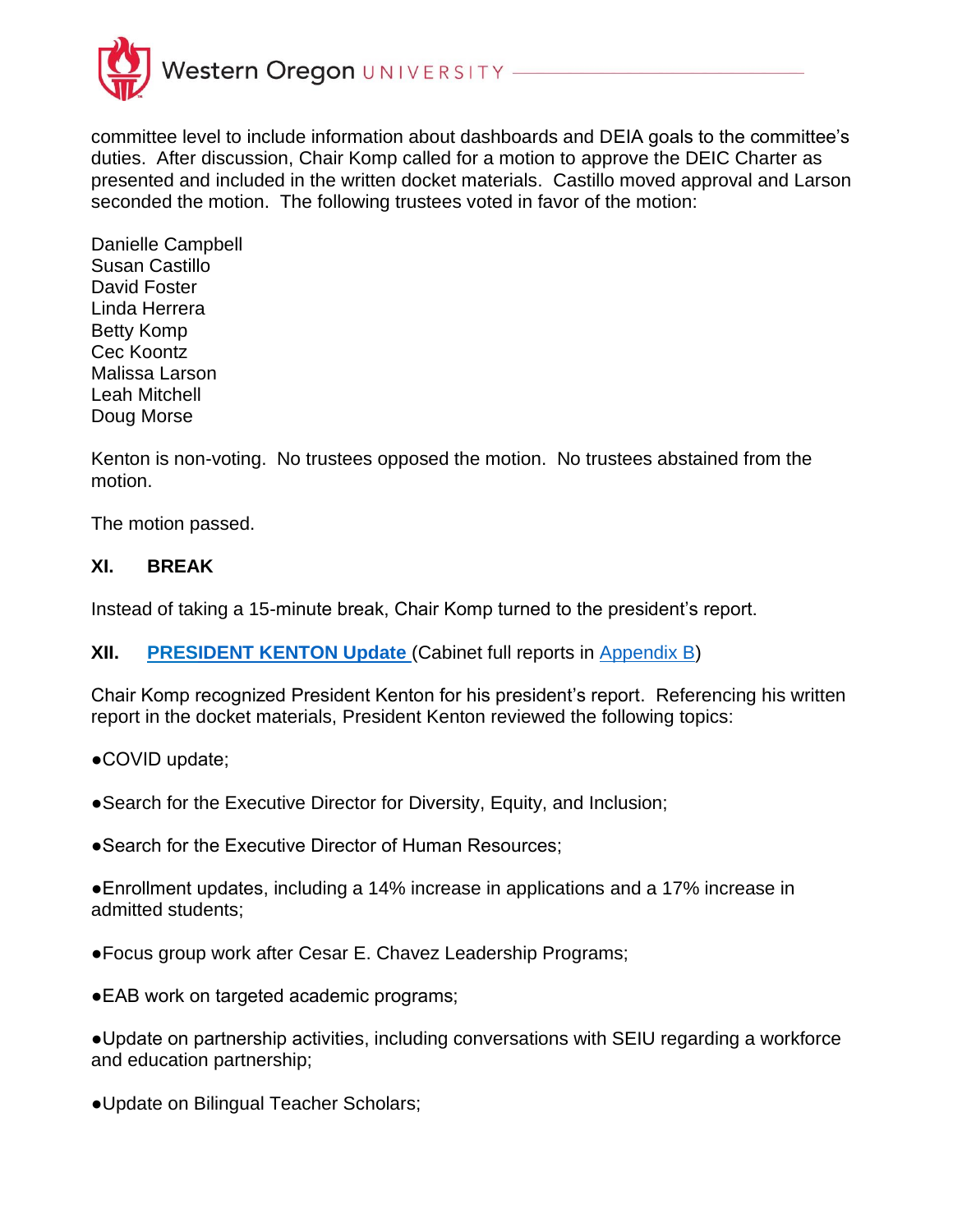committee level to include information about dashboards and DEIA goals to the committee's duties. After discussion, Chair Komp called for a motion to approve the DEIC Charter as presented and included in the written docket materials. Castillo moved approval and Larson seconded the motion. The following trustees voted in favor of the motion:

Danielle Campbell
Susan Castillo
David Foster
Linda Herrera
Betty Komp
Cec Koontz
Malissa Larson
Leah Mitchell
Doug Morse

Kenton is non-voting. No trustees opposed the motion. No trustees abstained from the motion.

The motion passed.

## XI. BREAK

Instead of taking a 15-minute break, Chair Komp turned to the president's report.

## XII. PRESIDENT KENTON Update (Cabinet full reports in Appendix B)

Chair Komp recognized President Kenton for his president's report. Referencing his written report in the docket materials, President Kenton reviewed the following topics:

- COVID update;
- Search for the Executive Director for Diversity, Equity, and Inclusion;
- Search for the Executive Director of Human Resources;
- Enrollment updates, including a 14% increase in applications and a 17% increase in admitted students;
- Focus group work after Cesar E. Chavez Leadership Programs;
- EAB work on targeted academic programs;
- Update on partnership activities, including conversations with SEIU regarding a workforce and education partnership;
- Update on Bilingual Teacher Scholars;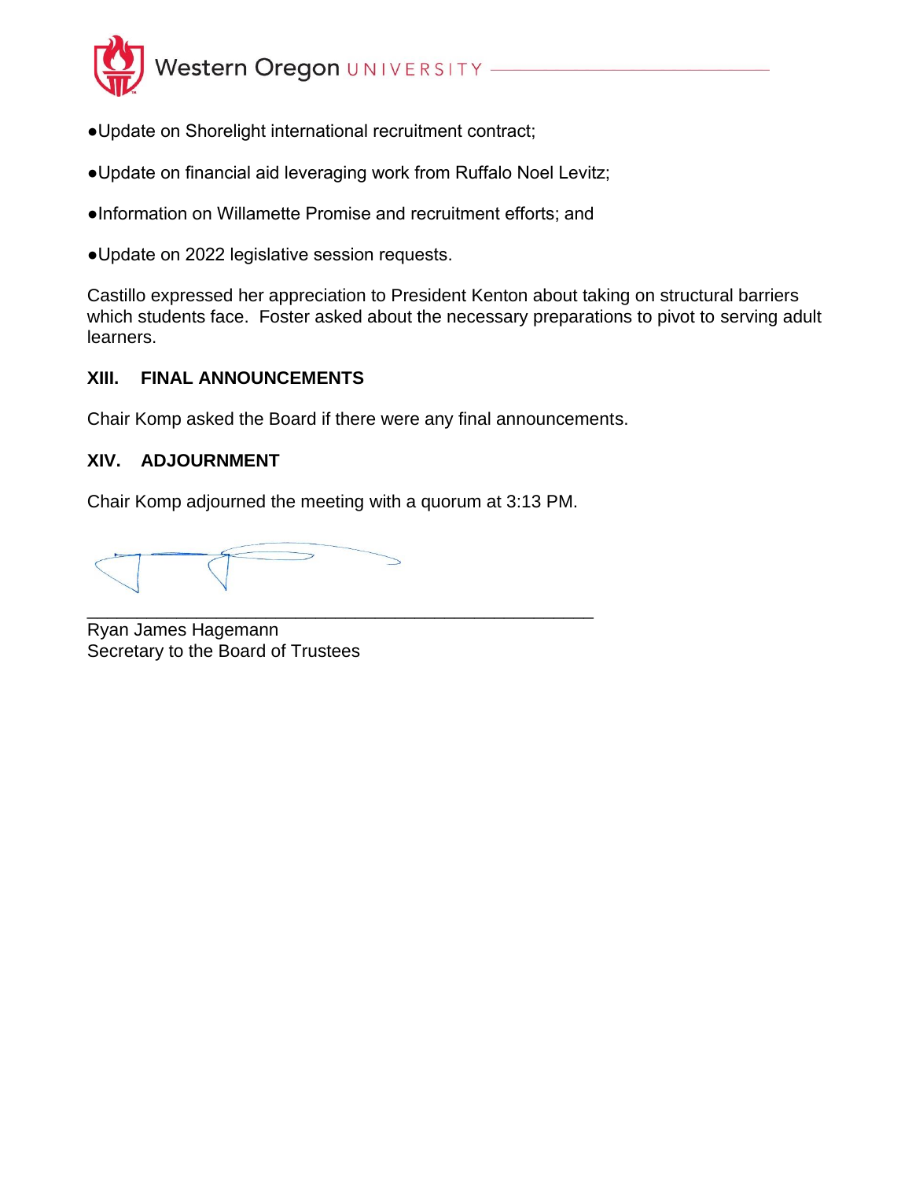●Update on Shorelight international recruitment contract;

●Update on financial aid leveraging work from Ruffalo Noel Levitz;

●Information on Willamette Promise and recruitment efforts; and

●Update on 2022 legislative session requests.

Castillo expressed her appreciation to President Kenton about taking on structural barriers which students face. Foster asked about the necessary preparations to pivot to serving adult learners.

## XIII. FINAL ANNOUNCEMENTS

Chair Komp asked the Board if there were any final announcements.

## XIV. ADJOURNMENT

Chair Komp adjourned the meeting with a quorum at 3:13 PM.

\_\_\_\_\_\_\_\_\_\_\_\_\_\_\_\_\_\_\_\_\_\_\_\_\_\_\_\_\_\_\_\_\_\_\_\_\_\_\_\_\_\_\_\_

Ryan James Hagemann
Secretary to the Board of Trustees